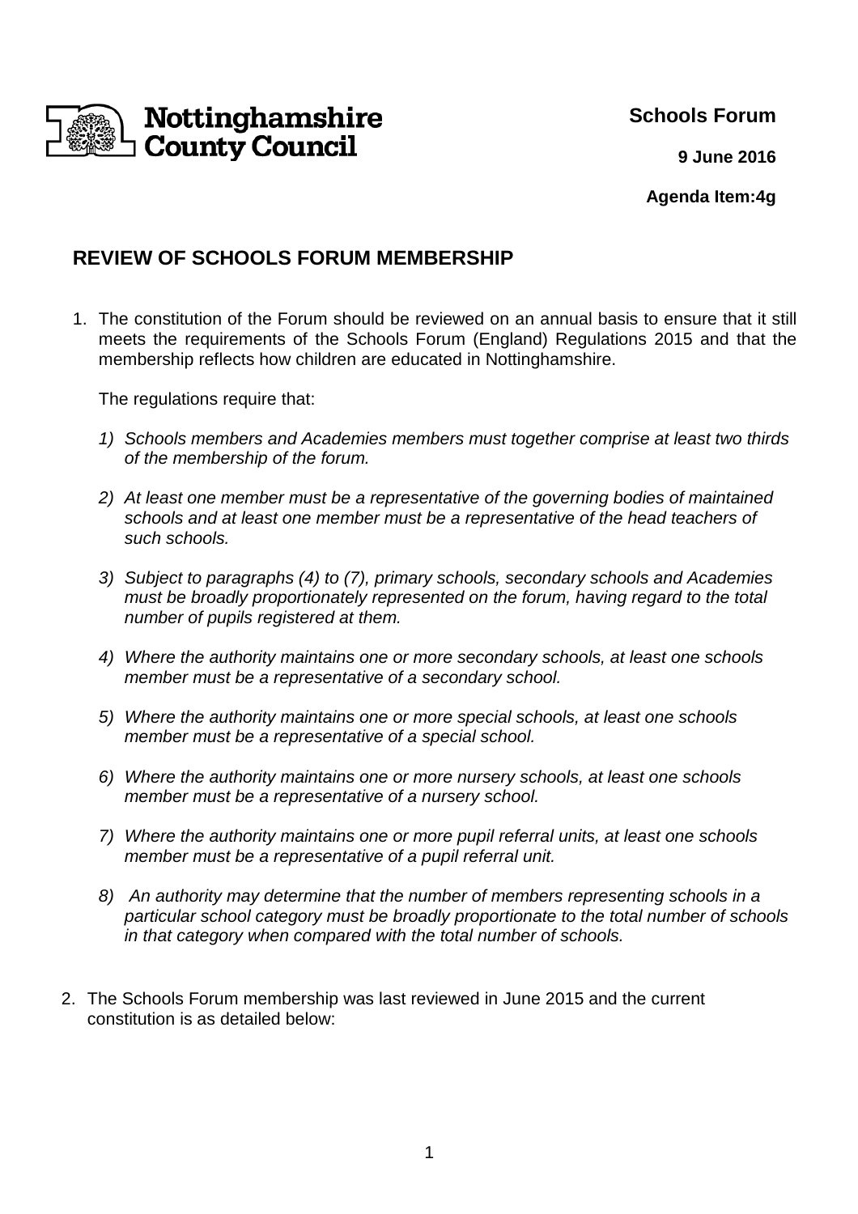Nottinghamshire County Council

**Schools Forum**

**9 June 2016**

**Agenda Item:4g**

## REVIEW OF SCHOOLS FORUM MEMBERSHIP

1. The constitution of the Forum should be reviewed on an annual basis to ensure that it still meets the requirements of the Schools Forum (England) Regulations 2015 and that the membership reflects how children are educated in Nottinghamshire.

   The regulations require that:

   1) *Schools members and Academies members must together comprise at least two thirds of the membership of the forum.*

   2) *At least one member must be a representative of the governing bodies of maintained schools and at least one member must be a representative of the head teachers of such schools.*

   3) *Subject to paragraphs (4) to (7), primary schools, secondary schools and Academies must be broadly proportionately represented on the forum, having regard to the total number of pupils registered at them.*

   4) *Where the authority maintains one or more secondary schools, at least one schools member must be a representative of a secondary school.*

   5) *Where the authority maintains one or more special schools, at least one schools member must be a representative of a special school.*

   6) *Where the authority maintains one or more nursery schools, at least one schools member must be a representative of a nursery school.*

   7) *Where the authority maintains one or more pupil referral units, at least one schools member must be a representative of a pupil referral unit.*

   8) *An authority may determine that the number of members representing schools in a particular school category must be broadly proportionate to the total number of schools in that category when compared with the total number of schools.*

2. The Schools Forum membership was last reviewed in June 2015 and the current constitution is as detailed below: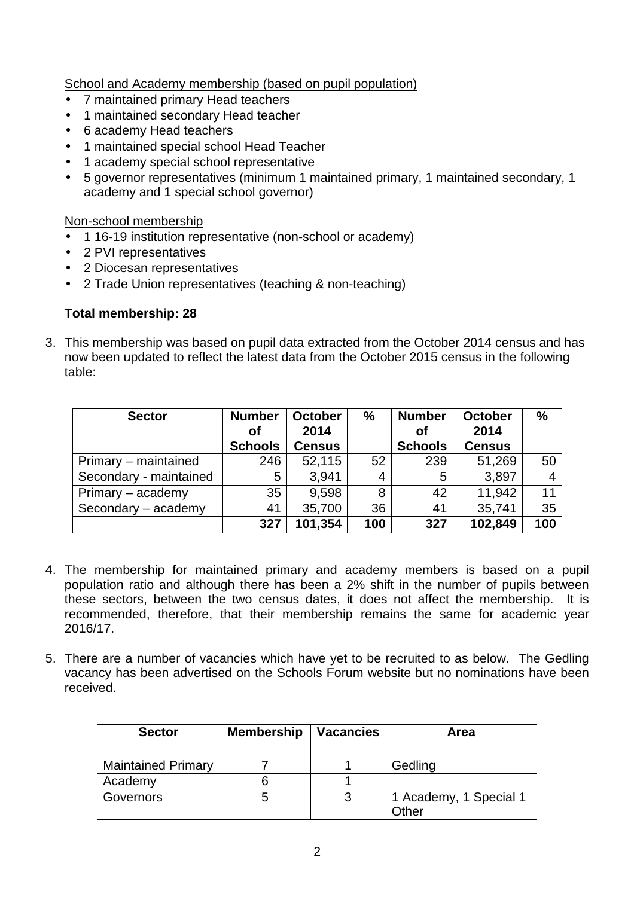School and Academy membership (based on pupil population)

- 7 maintained primary Head teachers
- 1 maintained secondary Head teacher
- 6 academy Head teachers
- 1 maintained special school Head Teacher
- 1 academy special school representative
- 5 governor representatives (minimum 1 maintained primary, 1 maintained secondary, 1 academy and 1 special school governor)

Non-school membership

- 1 16-19 institution representative (non-school or academy)
- 2 PVI representatives
- 2 Diocesan representatives
- 2 Trade Union representatives (teaching & non-teaching)

**Total membership: 28**

3. This membership was based on pupil data extracted from the October 2014 census and has now been updated to reflect the latest data from the October 2015 census in the following table:

| Sector | Number of Schools | October 2014 Census | % | Number of Schools | October 2014 Census | % |
|---|---|---|---|---|---|---|
| Primary – maintained | 246 | 52,115 | 52 | 239 | 51,269 | 50 |
| Secondary - maintained | 5 | 3,941 | 4 | 5 | 3,897 | 4 |
| Primary – academy | 35 | 9,598 | 8 | 42 | 11,942 | 11 |
| Secondary – academy | 41 | 35,700 | 36 | 41 | 35,741 | 35 |
| | **327** | **101,354** | **100** | **327** | **102,849** | **100** |

4. The membership for maintained primary and academy members is based on a pupil population ratio and although there has been a 2% shift in the number of pupils between these sectors, between the two census dates, it does not affect the membership. It is recommended, therefore, that their membership remains the same for academic year 2016/17.

5. There are a number of vacancies which have yet to be recruited to as below. The Gedling vacancy has been advertised on the Schools Forum website but no nominations have been received.

| Sector | Membership | Vacancies | Area |
|---|---|---|---|
| Maintained Primary | 7 | 1 | Gedling |
| Academy | 6 | 1 | |
| Governors | 5 | 3 | 1 Academy, 1 Special 1 Other |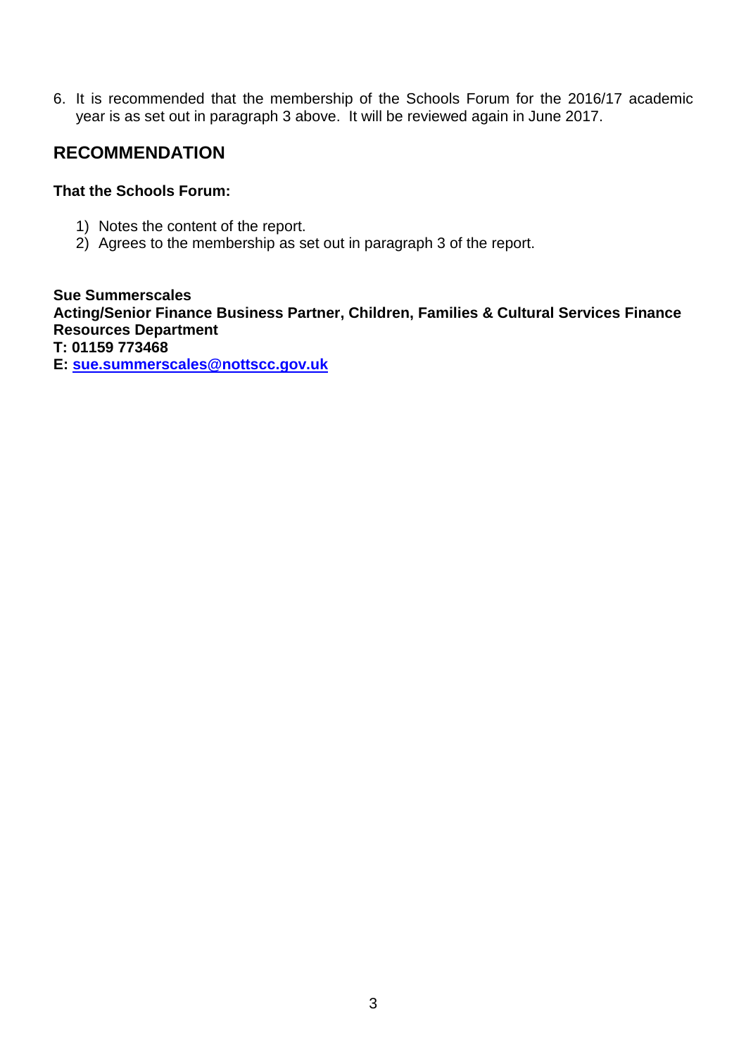6. It is recommended that the membership of the Schools Forum for the 2016/17 academic year is as set out in paragraph 3 above. It will be reviewed again in June 2017.

## RECOMMENDATION

**That the Schools Forum:**

1) Notes the content of the report.
2) Agrees to the membership as set out in paragraph 3 of the report.

**Sue Summerscales**
**Acting/Senior Finance Business Partner, Children, Families & Cultural Services Finance**
**Resources Department**
**T: 01159 773468**
**E: sue.summerscales@nottscc.gov.uk**